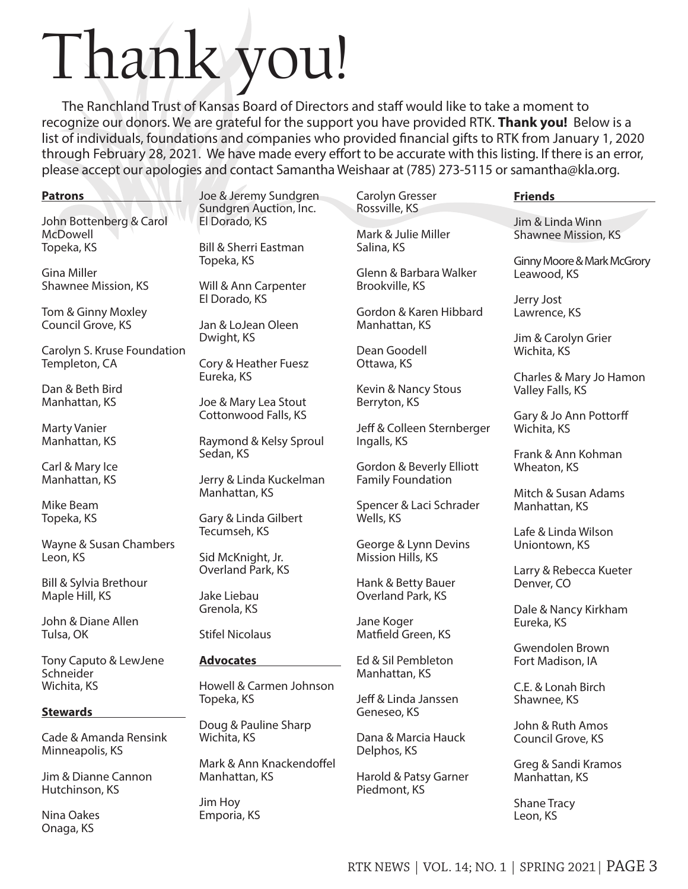# Thank you!

The Ranchland Trust of Kansas Board of Directors and staff would like to take a moment to recognize our donors. We are grateful for the support you have provided RTK. **Thank you!** Below is a list of individuals, foundations and companies who provided financial gifts to RTK from January 1, 2020 through February 28, 2021. We have made every effort to be accurate with this listing. If there is an error, please accept our apologies and contact Samantha Weishaar at (785) 273-5115 or samantha@kla.org.

**Patrons**

John Bottenberg & Carol McDowell
Topeka, KS

Gina Miller
Shawnee Mission, KS

Tom & Ginny Moxley
Council Grove, KS

Carolyn S. Kruse Foundation
Templeton, CA

Dan & Beth Bird
Manhattan, KS

Marty Vanier
Manhattan, KS

Carl & Mary Ice
Manhattan, KS

Mike Beam
Topeka, KS

Wayne & Susan Chambers
Leon, KS

Bill & Sylvia Brethour
Maple Hill, KS

John & Diane Allen
Tulsa, OK

Tony Caputo & LewJene Schneider
Wichita, KS

**Stewards**

Cade & Amanda Rensink
Minneapolis, KS

Jim & Dianne Cannon
Hutchinson, KS

Nina Oakes
Onaga, KS

Joe & Jeremy Sundgren
Sundgren Auction, Inc.
El Dorado, KS

Bill & Sherri Eastman
Topeka, KS

Will & Ann Carpenter
El Dorado, KS

Jan & LoJean Oleen
Dwight, KS

Cory & Heather Fuesz
Eureka, KS

Joe & Mary Lea Stout
Cottonwood Falls, KS

Raymond & Kelsy Sproul
Sedan, KS

Jerry & Linda Kuckelman
Manhattan, KS

Gary & Linda Gilbert
Tecumseh, KS

Sid McKnight, Jr.
Overland Park, KS

Jake Liebau
Grenola, KS

Stifel Nicolaus

**Advocates**

Howell & Carmen Johnson
Topeka, KS

Doug & Pauline Sharp
Wichita, KS

Mark & Ann Knackendoffel
Manhattan, KS

Jim Hoy
Emporia, KS

Carolyn Gresser
Rossville, KS

Mark & Julie Miller
Salina, KS

Glenn & Barbara Walker
Brookville, KS

Gordon & Karen Hibbard
Manhattan, KS

Dean Goodell
Ottawa, KS

Kevin & Nancy Stous
Berryton, KS

Jeff & Colleen Sternberger
Ingalls, KS

Gordon & Beverly Elliott Family Foundation

Spencer & Laci Schrader
Wells, KS

George & Lynn Devins
Mission Hills, KS

Hank & Betty Bauer
Overland Park, KS

Jane Koger
Matfield Green, KS

Ed & Sil Pembleton
Manhattan, KS

Jeff & Linda Janssen
Geneseo, KS

Dana & Marcia Hauck
Delphos, KS

Harold & Patsy Garner
Piedmont, KS

**Friends**

Jim & Linda Winn
Shawnee Mission, KS

Ginny Moore & Mark McGrory
Leawood, KS

Jerry Jost
Lawrence, KS

Jim & Carolyn Grier
Wichita, KS

Charles & Mary Jo Hamon
Valley Falls, KS

Gary & Jo Ann Pottorff
Wichita, KS

Frank & Ann Kohman
Wheaton, KS

Mitch & Susan Adams
Manhattan, KS

Lafe & Linda Wilson
Uniontown, KS

Larry & Rebecca Kueter
Denver, CO

Dale & Nancy Kirkham
Eureka, KS

Gwendolen Brown
Fort Madison, IA

C.E. & Lonah Birch
Shawnee, KS

John & Ruth Amos
Council Grove, KS

Greg & Sandi Kramos
Manhattan, KS

Shane Tracy
Leon, KS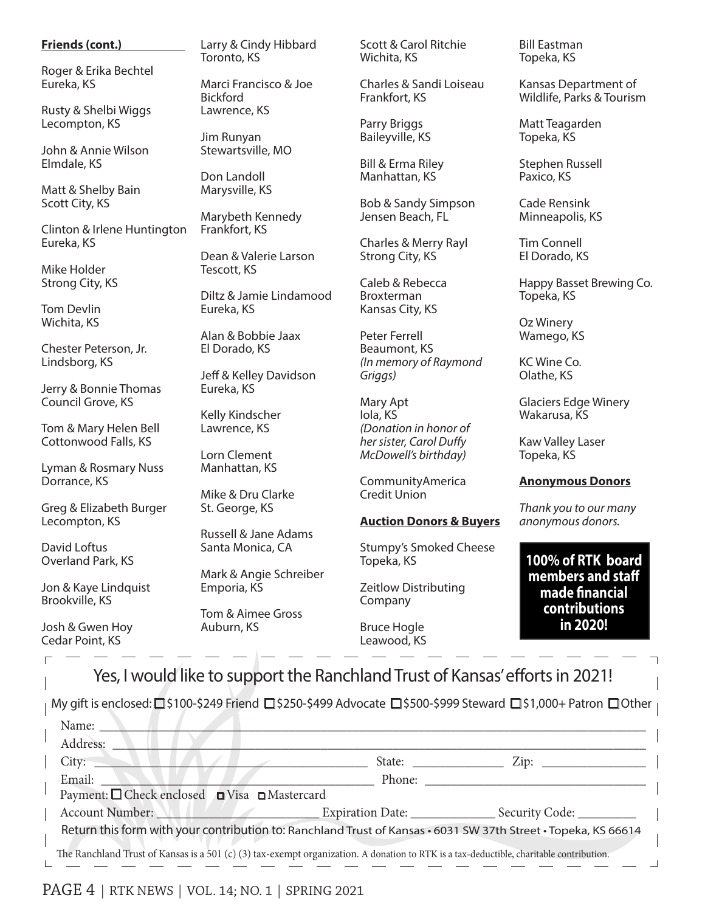**Friends (cont.)**

Roger & Erika Bechtel
Eureka, KS

Rusty & Shelbi Wiggs
Lecompton, KS

John & Annie Wilson
Elmdale, KS

Matt & Shelby Bain
Scott City, KS

Clinton & Irlene Huntington
Eureka, KS

Mike Holder
Strong City, KS

Tom Devlin
Wichita, KS

Chester Peterson, Jr.
Lindsborg, KS

Jerry & Bonnie Thomas
Council Grove, KS

Tom & Mary Helen Bell
Cottonwood Falls, KS

Lyman & Rosmary Nuss
Dorrance, KS

Greg & Elizabeth Burger
Lecompton, KS

David Loftus
Overland Park, KS

Jon & Kaye Lindquist
Brookville, KS

Josh & Gwen Hoy
Cedar Point, KS

Larry & Cindy Hibbard
Toronto, KS

Marci Francisco & Joe Bickford
Lawrence, KS

Jim Runyan
Stewartsville, MO

Don Landoll
Marysville, KS

Marybeth Kennedy
Frankfort, KS

Dean & Valerie Larson
Tescott, KS

Diltz & Jamie Lindamood
Eureka, KS

Alan & Bobbie Jaax
El Dorado, KS

Jeff & Kelley Davidson
Eureka, KS

Kelly Kindscher
Lawrence, KS

Lorn Clement
Manhattan, KS

Mike & Dru Clarke
St. George, KS

Russell & Jane Adams
Santa Monica, CA

Mark & Angie Schreiber
Emporia, KS

Tom & Aimee Gross
Auburn, KS

Scott & Carol Ritchie
Wichita, KS

Charles & Sandi Loiseau
Frankfort, KS

Parry Briggs
Baileyville, KS

Bill & Erma Riley
Manhattan, KS

Bob & Sandy Simpson
Jensen Beach, FL

Charles & Merry Rayl
Strong City, KS

Caleb & Rebecca Broxterman
Kansas City, KS

Peter Ferrell
Beaumont, KS
*(In memory of Raymond Griggs)*

Mary Apt
Iola, KS
*(Donation in honor of her sister, Carol Duffy McDowell's birthday)*

CommunityAmerica Credit Union

**Auction Donors & Buyers**

Stumpy's Smoked Cheese
Topeka, KS

Zeitlow Distributing Company

Bruce Hogle
Leawood, KS

Bill Eastman
Topeka, KS

Kansas Department of Wildlife, Parks & Tourism

Matt Teagarden
Topeka, KS

Stephen Russell
Paxico, KS

Cade Rensink
Minneapolis, KS

Tim Connell
El Dorado, KS

Happy Basset Brewing Co.
Topeka, KS

Oz Winery
Wamego, KS

KC Wine Co.
Olathe, KS

Glaciers Edge Winery
Wakarusa, KS

Kaw Valley Laser
Topeka, KS

**Anonymous Donors**

*Thank you to our many anonymous donors.*

**100% of RTK board members and staff made financial contributions in 2020!**

---

## Yes, I would like to support the Ranchland Trust of Kansas' efforts in 2021!

My gift is enclosed: ☐ $100-$249 Friend ☐ $250-$499 Advocate ☐ $500-$999 Steward ☐ $1,000+ Patron ☐ Other

Name: ____________________

Address: ____________________

City: ____________________ State: __________ Zip: __________

Email: ____________________ Phone: ____________________

Payment: ☐ Check enclosed ☐ Visa ☐ Mastercard

Account Number: ____________________ Expiration Date: __________ Security Code: __________

Return this form with your contribution to: Ranchland Trust of Kansas • 6031 SW 37th Street • Topeka, KS 66614

The Ranchland Trust of Kansas is a 501 (c) (3) tax-exempt organization. A donation to RTK is a tax-deductible, charitable contribution.